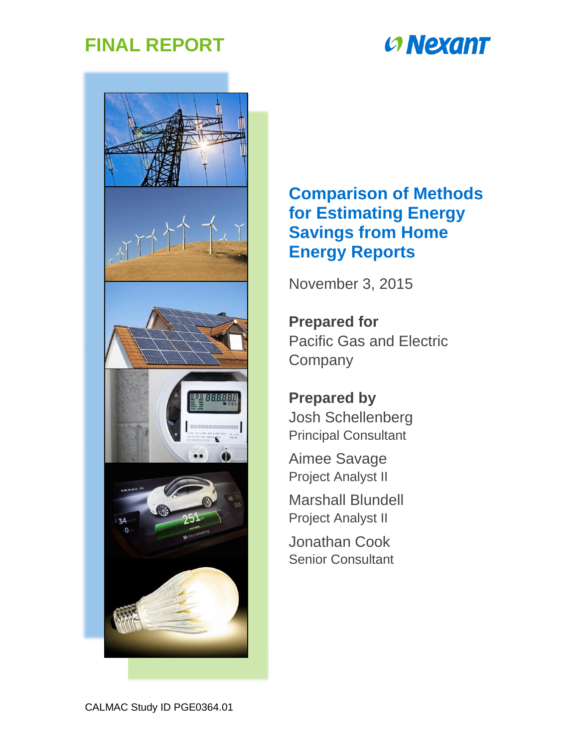**FINAL REPORT**

Nexant

# Comparison of Methods for Estimating Energy Savings from Home Energy Reports

November 3, 2015

**Prepared for**

Pacific Gas and Electric Company

**Prepared by**

Josh Schellenberg
Principal Consultant

Aimee Savage
Project Analyst II

Marshall Blundell
Project Analyst II

Jonathan Cook
Senior Consultant

CALMAC Study ID PGE0364.01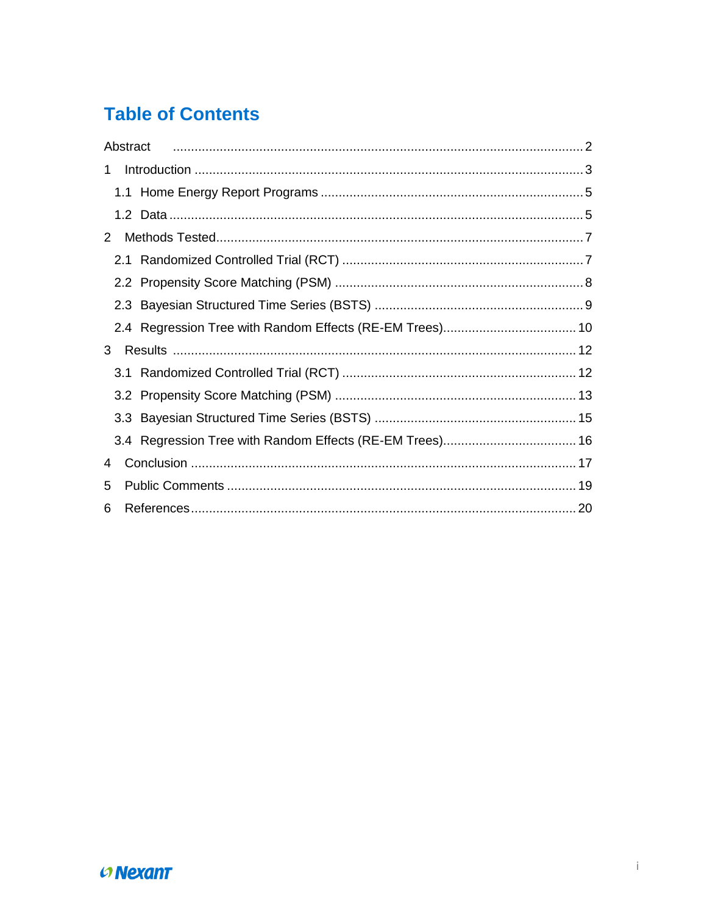# Table of Contents

Abstract ........................................................................................................................ 2

1 Introduction ............................................................................................................... 3

1.1 Home Energy Report Programs ........................................................................... 5

1.2 Data ................................................................................................................... 5

2 Methods Tested ......................................................................................................... 7

2.1 Randomized Controlled Trial (RCT) .................................................................... 7

2.2 Propensity Score Matching (PSM) ....................................................................... 8

2.3 Bayesian Structured Time Series (BSTS) ............................................................ 9

2.4 Regression Tree with Random Effects (RE-EM Trees) ........................................ 10

3 Results ..................................................................................................................... 12

3.1 Randomized Controlled Trial (RCT) .................................................................... 12

3.2 Propensity Score Matching (PSM) ....................................................................... 13

3.3 Bayesian Structured Time Series (BSTS) ............................................................ 15

3.4 Regression Tree with Random Effects (RE-EM Trees) ........................................ 16

4 Conclusion ............................................................................................................... 17

5 Public Comments ..................................................................................................... 19

6 References ............................................................................................................... 20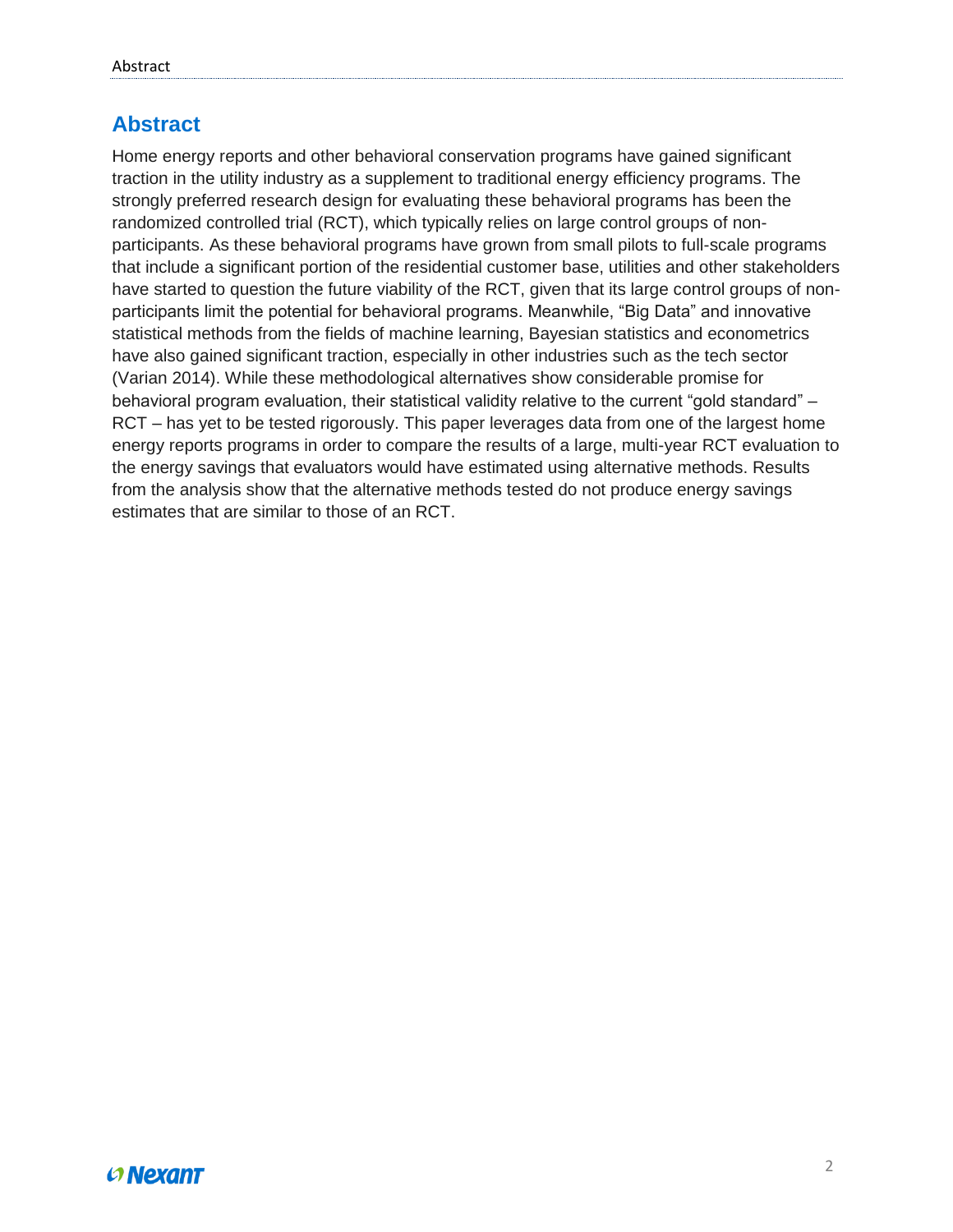## Abstract

Home energy reports and other behavioral conservation programs have gained significant traction in the utility industry as a supplement to traditional energy efficiency programs. The strongly preferred research design for evaluating these behavioral programs has been the randomized controlled trial (RCT), which typically relies on large control groups of non-participants. As these behavioral programs have grown from small pilots to full-scale programs that include a significant portion of the residential customer base, utilities and other stakeholders have started to question the future viability of the RCT, given that its large control groups of non-participants limit the potential for behavioral programs. Meanwhile, "Big Data" and innovative statistical methods from the fields of machine learning, Bayesian statistics and econometrics have also gained significant traction, especially in other industries such as the tech sector (Varian 2014). While these methodological alternatives show considerable promise for behavioral program evaluation, their statistical validity relative to the current "gold standard" – RCT – has yet to be tested rigorously. This paper leverages data from one of the largest home energy reports programs in order to compare the results of a large, multi-year RCT evaluation to the energy savings that evaluators would have estimated using alternative methods. Results from the analysis show that the alternative methods tested do not produce energy savings estimates that are similar to those of an RCT.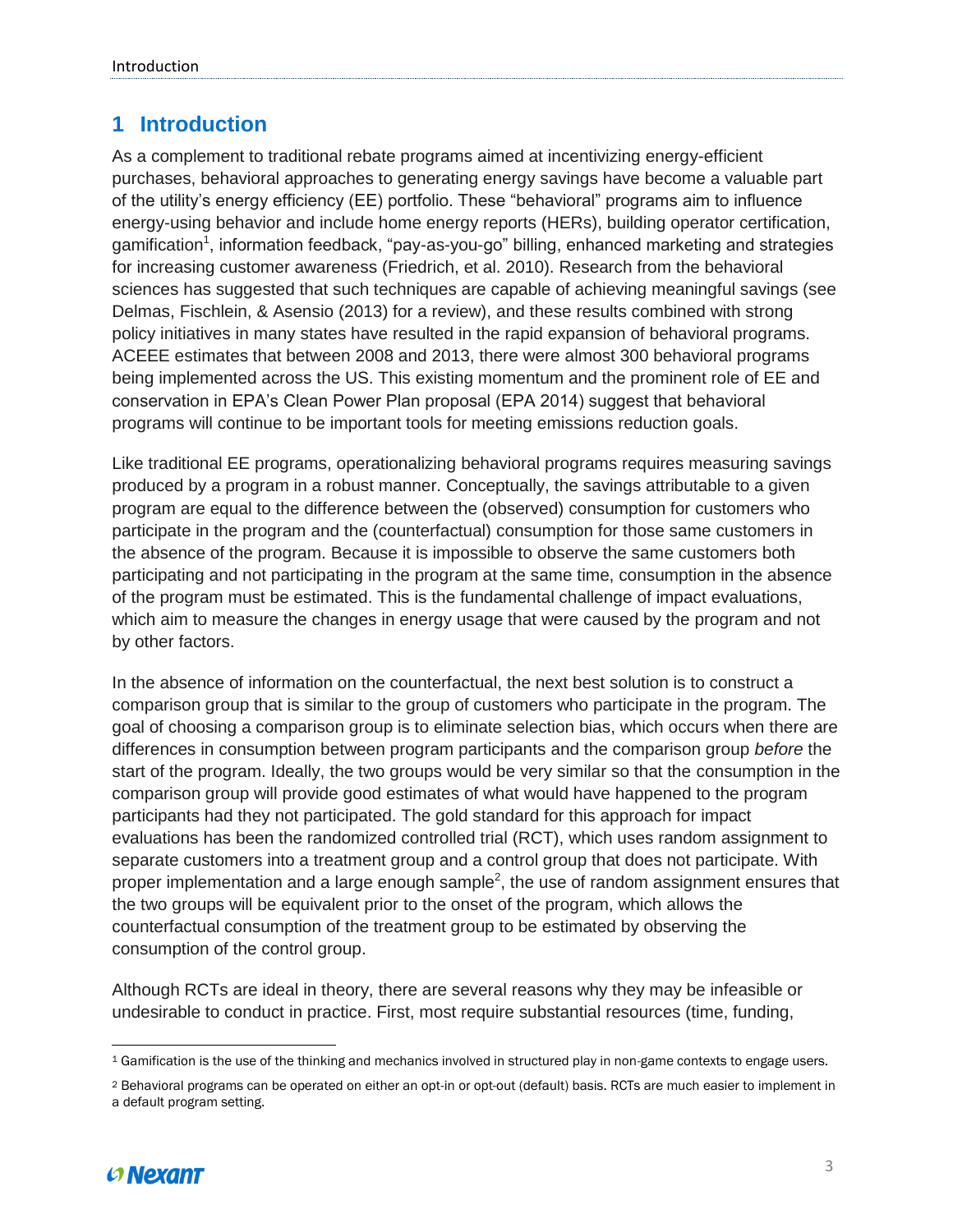# 1 Introduction

As a complement to traditional rebate programs aimed at incentivizing energy-efficient purchases, behavioral approaches to generating energy savings have become a valuable part of the utility's energy efficiency (EE) portfolio. These "behavioral" programs aim to influence energy-using behavior and include home energy reports (HERs), building operator certification, gamification[1], information feedback, "pay-as-you-go" billing, enhanced marketing and strategies for increasing customer awareness (Friedrich, et al. 2010). Research from the behavioral sciences has suggested that such techniques are capable of achieving meaningful savings (see Delmas, Fischlein, & Asensio (2013) for a review), and these results combined with strong policy initiatives in many states have resulted in the rapid expansion of behavioral programs. ACEEE estimates that between 2008 and 2013, there were almost 300 behavioral programs being implemented across the US. This existing momentum and the prominent role of EE and conservation in EPA's Clean Power Plan proposal (EPA 2014) suggest that behavioral programs will continue to be important tools for meeting emissions reduction goals.

Like traditional EE programs, operationalizing behavioral programs requires measuring savings produced by a program in a robust manner. Conceptually, the savings attributable to a given program are equal to the difference between the (observed) consumption for customers who participate in the program and the (counterfactual) consumption for those same customers in the absence of the program. Because it is impossible to observe the same customers both participating and not participating in the program at the same time, consumption in the absence of the program must be estimated. This is the fundamental challenge of impact evaluations, which aim to measure the changes in energy usage that were caused by the program and not by other factors.

In the absence of information on the counterfactual, the next best solution is to construct a comparison group that is similar to the group of customers who participate in the program. The goal of choosing a comparison group is to eliminate selection bias, which occurs when there are differences in consumption between program participants and the comparison group *before* the start of the program. Ideally, the two groups would be very similar so that the consumption in the comparison group will provide good estimates of what would have happened to the program participants had they not participated. The gold standard for this approach for impact evaluations has been the randomized controlled trial (RCT), which uses random assignment to separate customers into a treatment group and a control group that does not participate. With proper implementation and a large enough sample[2], the use of random assignment ensures that the two groups will be equivalent prior to the onset of the program, which allows the counterfactual consumption of the treatment group to be estimated by observing the consumption of the control group.

Although RCTs are ideal in theory, there are several reasons why they may be infeasible or undesirable to conduct in practice. First, most require substantial resources (time, funding,

[1] Gamification is the use of the thinking and mechanics involved in structured play in non-game contexts to engage users.

[2] Behavioral programs can be operated on either an opt-in or opt-out (default) basis. RCTs are much easier to implement in a default program setting.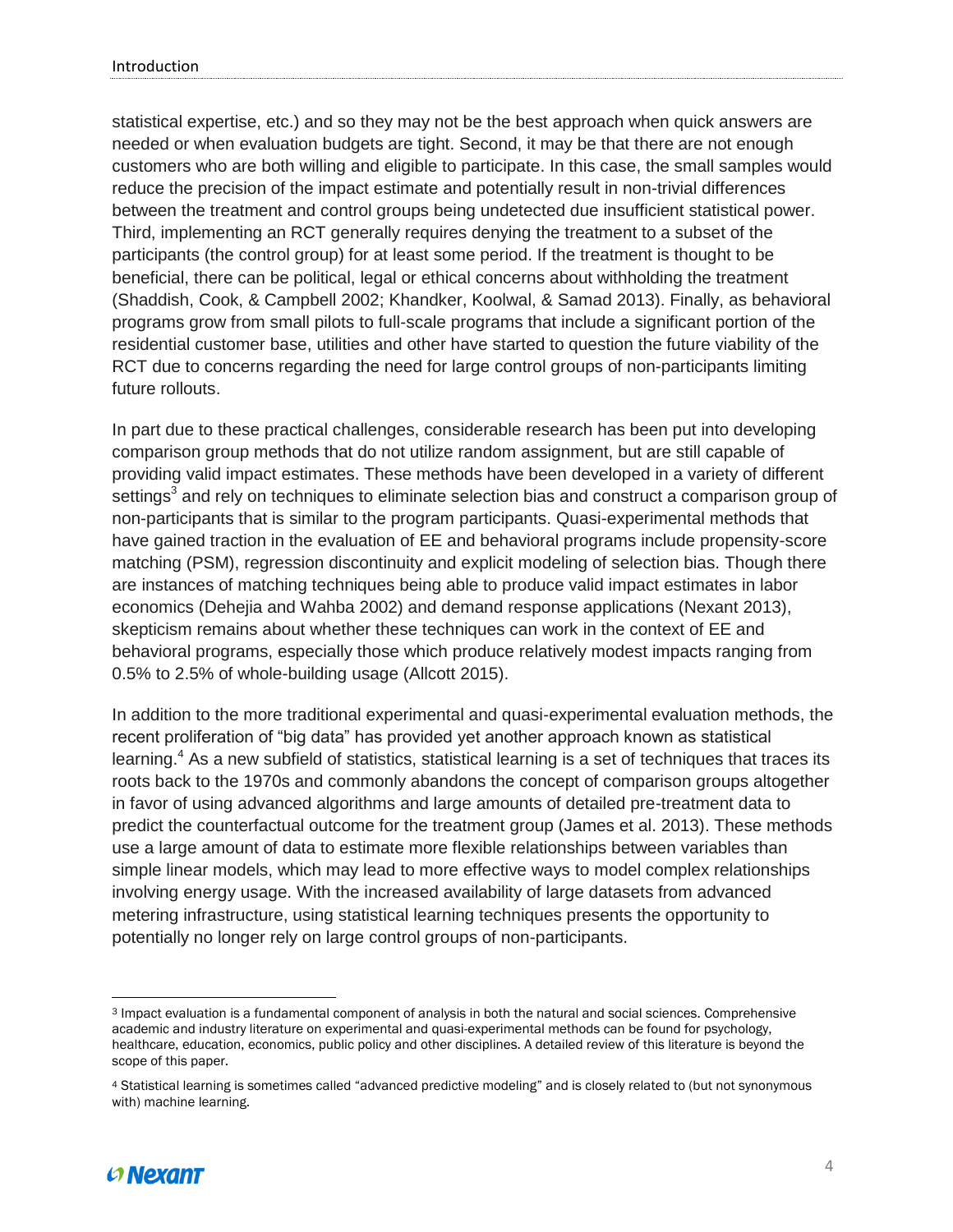statistical expertise, etc.) and so they may not be the best approach when quick answers are needed or when evaluation budgets are tight. Second, it may be that there are not enough customers who are both willing and eligible to participate. In this case, the small samples would reduce the precision of the impact estimate and potentially result in non-trivial differences between the treatment and control groups being undetected due insufficient statistical power. Third, implementing an RCT generally requires denying the treatment to a subset of the participants (the control group) for at least some period. If the treatment is thought to be beneficial, there can be political, legal or ethical concerns about withholding the treatment (Shaddish, Cook, & Campbell 2002; Khandker, Koolwal, & Samad 2013). Finally, as behavioral programs grow from small pilots to full-scale programs that include a significant portion of the residential customer base, utilities and other have started to question the future viability of the RCT due to concerns regarding the need for large control groups of non-participants limiting future rollouts.

In part due to these practical challenges, considerable research has been put into developing comparison group methods that do not utilize random assignment, but are still capable of providing valid impact estimates. These methods have been developed in a variety of different settings[3] and rely on techniques to eliminate selection bias and construct a comparison group of non-participants that is similar to the program participants. Quasi-experimental methods that have gained traction in the evaluation of EE and behavioral programs include propensity-score matching (PSM), regression discontinuity and explicit modeling of selection bias. Though there are instances of matching techniques being able to produce valid impact estimates in labor economics (Dehejia and Wahba 2002) and demand response applications (Nexant 2013), skepticism remains about whether these techniques can work in the context of EE and behavioral programs, especially those which produce relatively modest impacts ranging from 0.5% to 2.5% of whole-building usage (Allcott 2015).

In addition to the more traditional experimental and quasi-experimental evaluation methods, the recent proliferation of "big data" has provided yet another approach known as statistical learning.[4] As a new subfield of statistics, statistical learning is a set of techniques that traces its roots back to the 1970s and commonly abandons the concept of comparison groups altogether in favor of using advanced algorithms and large amounts of detailed pre-treatment data to predict the counterfactual outcome for the treatment group (James et al. 2013). These methods use a large amount of data to estimate more flexible relationships between variables than simple linear models, which may lead to more effective ways to model complex relationships involving energy usage. With the increased availability of large datasets from advanced metering infrastructure, using statistical learning techniques presents the opportunity to potentially no longer rely on large control groups of non-participants.

[3] Impact evaluation is a fundamental component of analysis in both the natural and social sciences. Comprehensive academic and industry literature on experimental and quasi-experimental methods can be found for psychology, healthcare, education, economics, public policy and other disciplines. A detailed review of this literature is beyond the scope of this paper.

[4] Statistical learning is sometimes called "advanced predictive modeling" and is closely related to (but not synonymous with) machine learning.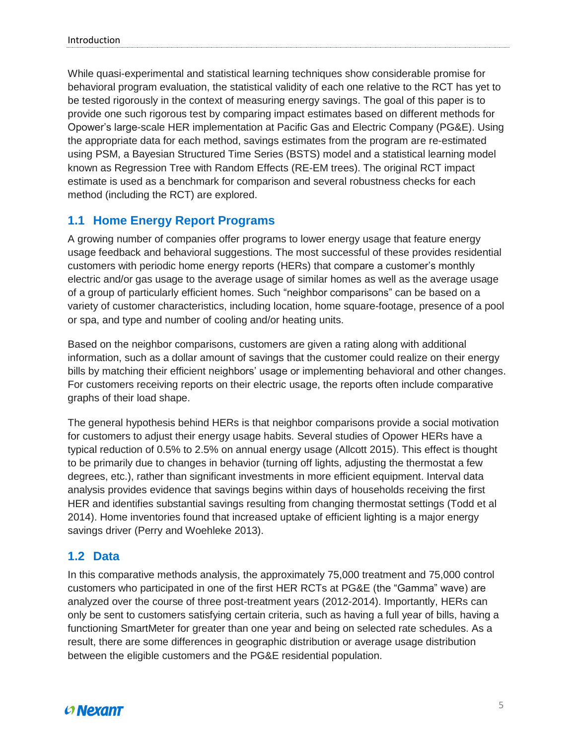While quasi-experimental and statistical learning techniques show considerable promise for behavioral program evaluation, the statistical validity of each one relative to the RCT has yet to be tested rigorously in the context of measuring energy savings. The goal of this paper is to provide one such rigorous test by comparing impact estimates based on different methods for Opower's large-scale HER implementation at Pacific Gas and Electric Company (PG&E). Using the appropriate data for each method, savings estimates from the program are re-estimated using PSM, a Bayesian Structured Time Series (BSTS) model and a statistical learning model known as Regression Tree with Random Effects (RE-EM trees). The original RCT impact estimate is used as a benchmark for comparison and several robustness checks for each method (including the RCT) are explored.

## 1.1 Home Energy Report Programs

A growing number of companies offer programs to lower energy usage that feature energy usage feedback and behavioral suggestions. The most successful of these provides residential customers with periodic home energy reports (HERs) that compare a customer's monthly electric and/or gas usage to the average usage of similar homes as well as the average usage of a group of particularly efficient homes. Such "neighbor comparisons" can be based on a variety of customer characteristics, including location, home square-footage, presence of a pool or spa, and type and number of cooling and/or heating units.

Based on the neighbor comparisons, customers are given a rating along with additional information, such as a dollar amount of savings that the customer could realize on their energy bills by matching their efficient neighbors' usage or implementing behavioral and other changes. For customers receiving reports on their electric usage, the reports often include comparative graphs of their load shape.

The general hypothesis behind HERs is that neighbor comparisons provide a social motivation for customers to adjust their energy usage habits. Several studies of Opower HERs have a typical reduction of 0.5% to 2.5% on annual energy usage (Allcott 2015). This effect is thought to be primarily due to changes in behavior (turning off lights, adjusting the thermostat a few degrees, etc.), rather than significant investments in more efficient equipment. Interval data analysis provides evidence that savings begins within days of households receiving the first HER and identifies substantial savings resulting from changing thermostat settings (Todd et al 2014). Home inventories found that increased uptake of efficient lighting is a major energy savings driver (Perry and Woehleke 2013).

## 1.2 Data

In this comparative methods analysis, the approximately 75,000 treatment and 75,000 control customers who participated in one of the first HER RCTs at PG&E (the "Gamma" wave) are analyzed over the course of three post-treatment years (2012-2014). Importantly, HERs can only be sent to customers satisfying certain criteria, such as having a full year of bills, having a functioning SmartMeter for greater than one year and being on selected rate schedules. As a result, there are some differences in geographic distribution or average usage distribution between the eligible customers and the PG&E residential population.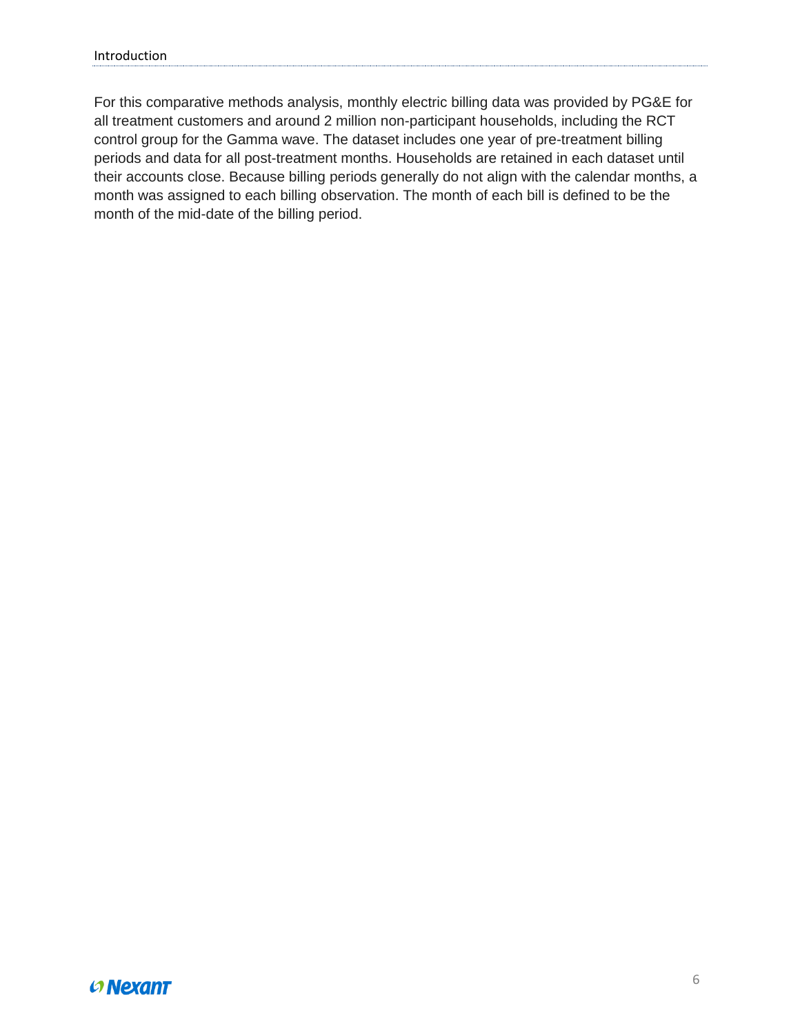For this comparative methods analysis, monthly electric billing data was provided by PG&E for all treatment customers and around 2 million non-participant households, including the RCT control group for the Gamma wave. The dataset includes one year of pre-treatment billing periods and data for all post-treatment months. Households are retained in each dataset until their accounts close. Because billing periods generally do not align with the calendar months, a month was assigned to each billing observation. The month of each bill is defined to be the month of the mid-date of the billing period.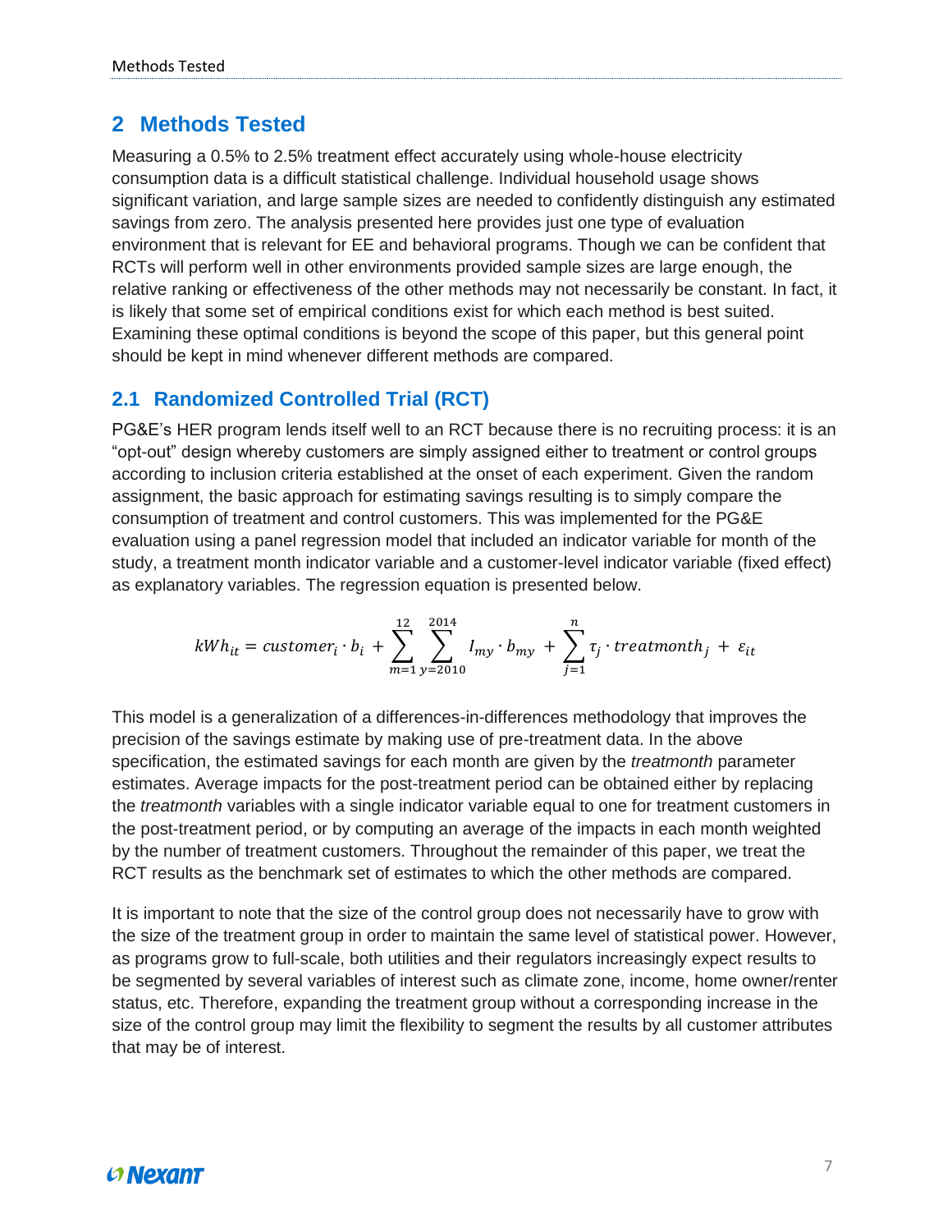## 2 Methods Tested

Measuring a 0.5% to 2.5% treatment effect accurately using whole-house electricity consumption data is a difficult statistical challenge. Individual household usage shows significant variation, and large sample sizes are needed to confidently distinguish any estimated savings from zero. The analysis presented here provides just one type of evaluation environment that is relevant for EE and behavioral programs. Though we can be confident that RCTs will perform well in other environments provided sample sizes are large enough, the relative ranking or effectiveness of the other methods may not necessarily be constant. In fact, it is likely that some set of empirical conditions exist for which each method is best suited. Examining these optimal conditions is beyond the scope of this paper, but this general point should be kept in mind whenever different methods are compared.

### 2.1 Randomized Controlled Trial (RCT)

PG&E's HER program lends itself well to an RCT because there is no recruiting process: it is an "opt-out" design whereby customers are simply assigned either to treatment or control groups according to inclusion criteria established at the onset of each experiment. Given the random assignment, the basic approach for estimating savings resulting is to simply compare the consumption of treatment and control customers. This was implemented for the PG&E evaluation using a panel regression model that included an indicator variable for month of the study, a treatment month indicator variable and a customer-level indicator variable (fixed effect) as explanatory variables. The regression equation is presented below.

$$kWh_{it} = customer_i \cdot b_i + \sum_{m=1}^{12} \sum_{y=2010}^{2014} I_{my} \cdot b_{my} + \sum_{j=1}^{n} \tau_j \cdot treatmonth_j + \varepsilon_{it}$$

This model is a generalization of a differences-in-differences methodology that improves the precision of the savings estimate by making use of pre-treatment data. In the above specification, the estimated savings for each month are given by the *treatmonth* parameter estimates. Average impacts for the post-treatment period can be obtained either by replacing the *treatmonth* variables with a single indicator variable equal to one for treatment customers in the post-treatment period, or by computing an average of the impacts in each month weighted by the number of treatment customers. Throughout the remainder of this paper, we treat the RCT results as the benchmark set of estimates to which the other methods are compared.

It is important to note that the size of the control group does not necessarily have to grow with the size of the treatment group in order to maintain the same level of statistical power. However, as programs grow to full-scale, both utilities and their regulators increasingly expect results to be segmented by several variables of interest such as climate zone, income, home owner/renter status, etc. Therefore, expanding the treatment group without a corresponding increase in the size of the control group may limit the flexibility to segment the results by all customer attributes that may be of interest.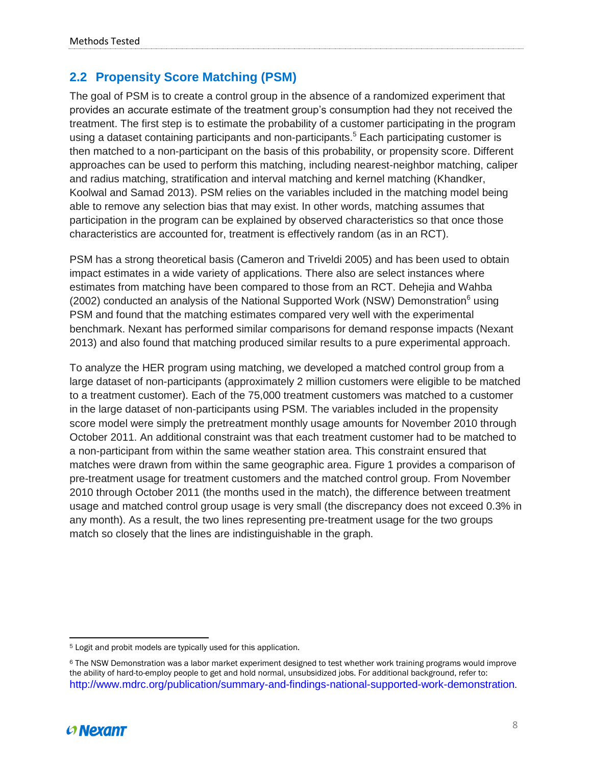## 2.2 Propensity Score Matching (PSM)

The goal of PSM is to create a control group in the absence of a randomized experiment that provides an accurate estimate of the treatment group's consumption had they not received the treatment. The first step is to estimate the probability of a customer participating in the program using a dataset containing participants and non-participants.[5] Each participating customer is then matched to a non-participant on the basis of this probability, or propensity score. Different approaches can be used to perform this matching, including nearest-neighbor matching, caliper and radius matching, stratification and interval matching and kernel matching (Khandker, Koolwal and Samad 2013). PSM relies on the variables included in the matching model being able to remove any selection bias that may exist. In other words, matching assumes that participation in the program can be explained by observed characteristics so that once those characteristics are accounted for, treatment is effectively random (as in an RCT).

PSM has a strong theoretical basis (Cameron and Triveldi 2005) and has been used to obtain impact estimates in a wide variety of applications. There also are select instances where estimates from matching have been compared to those from an RCT. Dehejia and Wahba (2002) conducted an analysis of the National Supported Work (NSW) Demonstration[6] using PSM and found that the matching estimates compared very well with the experimental benchmark. Nexant has performed similar comparisons for demand response impacts (Nexant 2013) and also found that matching produced similar results to a pure experimental approach.

To analyze the HER program using matching, we developed a matched control group from a large dataset of non-participants (approximately 2 million customers were eligible to be matched to a treatment customer). Each of the 75,000 treatment customers was matched to a customer in the large dataset of non-participants using PSM. The variables included in the propensity score model were simply the pretreatment monthly usage amounts for November 2010 through October 2011. An additional constraint was that each treatment customer had to be matched to a non-participant from within the same weather station area. This constraint ensured that matches were drawn from within the same geographic area. Figure 1 provides a comparison of pre-treatment usage for treatment customers and the matched control group. From November 2010 through October 2011 (the months used in the match), the difference between treatment usage and matched control group usage is very small (the discrepancy does not exceed 0.3% in any month). As a result, the two lines representing pre-treatment usage for the two groups match so closely that the lines are indistinguishable in the graph.

---

[5] Logit and probit models are typically used for this application.

[6] The NSW Demonstration was a labor market experiment designed to test whether work training programs would improve the ability of hard-to-employ people to get and hold normal, unsubsidized jobs. For additional background, refer to: http://www.mdrc.org/publication/summary-and-findings-national-supported-work-demonstration.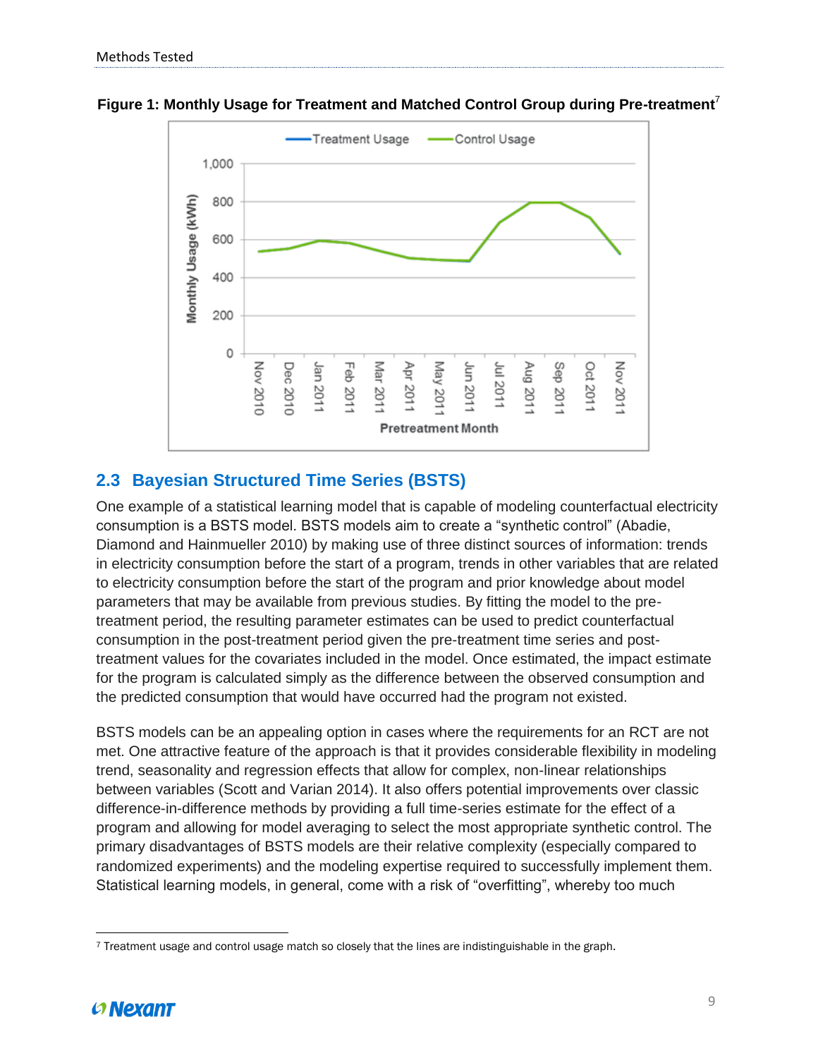**Figure 1: Monthly Usage for Treatment and Matched Control Group during Pre-treatment**[7]

## 2.3 Bayesian Structured Time Series (BSTS)

One example of a statistical learning model that is capable of modeling counterfactual electricity consumption is a BSTS model. BSTS models aim to create a "synthetic control" (Abadie, Diamond and Hainmueller 2010) by making use of three distinct sources of information: trends in electricity consumption before the start of a program, trends in other variables that are related to electricity consumption before the start of the program and prior knowledge about model parameters that may be available from previous studies. By fitting the model to the pre-treatment period, the resulting parameter estimates can be used to predict counterfactual consumption in the post-treatment period given the pre-treatment time series and post-treatment values for the covariates included in the model. Once estimated, the impact estimate for the program is calculated simply as the difference between the observed consumption and the predicted consumption that would have occurred had the program not existed.

BSTS models can be an appealing option in cases where the requirements for an RCT are not met. One attractive feature of the approach is that it provides considerable flexibility in modeling trend, seasonality and regression effects that allow for complex, non-linear relationships between variables (Scott and Varian 2014). It also offers potential improvements over classic difference-in-difference methods by providing a full time-series estimate for the effect of a program and allowing for model averaging to select the most appropriate synthetic control. The primary disadvantages of BSTS models are their relative complexity (especially compared to randomized experiments) and the modeling expertise required to successfully implement them. Statistical learning models, in general, come with a risk of "overfitting", whereby too much

[7] Treatment usage and control usage match so closely that the lines are indistinguishable in the graph.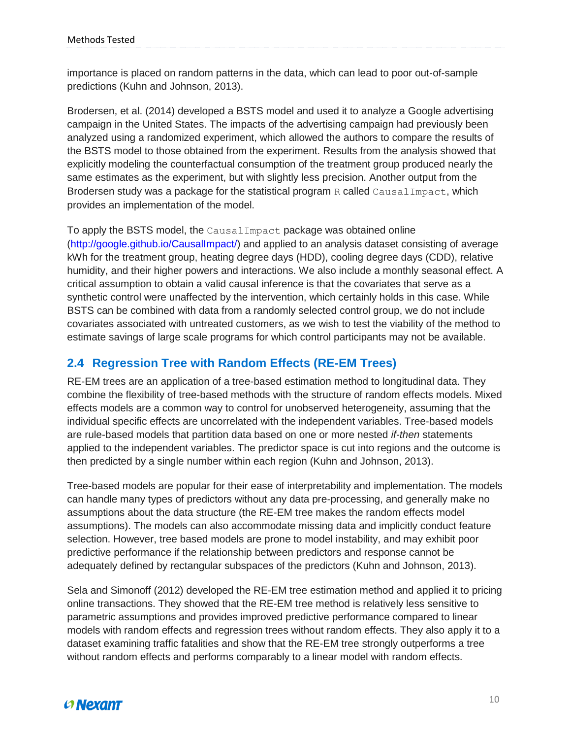importance is placed on random patterns in the data, which can lead to poor out-of-sample predictions (Kuhn and Johnson, 2013).

Brodersen, et al. (2014) developed a BSTS model and used it to analyze a Google advertising campaign in the United States. The impacts of the advertising campaign had previously been analyzed using a randomized experiment, which allowed the authors to compare the results of the BSTS model to those obtained from the experiment. Results from the analysis showed that explicitly modeling the counterfactual consumption of the treatment group produced nearly the same estimates as the experiment, but with slightly less precision. Another output from the Brodersen study was a package for the statistical program `R` called `CausalImpact`, which provides an implementation of the model.

To apply the BSTS model, the `CausalImpact` package was obtained online (http://google.github.io/CausalImpact/) and applied to an analysis dataset consisting of average kWh for the treatment group, heating degree days (HDD), cooling degree days (CDD), relative humidity, and their higher powers and interactions. We also include a monthly seasonal effect. A critical assumption to obtain a valid causal inference is that the covariates that serve as a synthetic control were unaffected by the intervention, which certainly holds in this case. While BSTS can be combined with data from a randomly selected control group, we do not include covariates associated with untreated customers, as we wish to test the viability of the method to estimate savings of large scale programs for which control participants may not be available.

## 2.4 Regression Tree with Random Effects (RE-EM Trees)

RE-EM trees are an application of a tree-based estimation method to longitudinal data. They combine the flexibility of tree-based methods with the structure of random effects models. Mixed effects models are a common way to control for unobserved heterogeneity, assuming that the individual specific effects are uncorrelated with the independent variables. Tree-based models are rule-based models that partition data based on one or more nested *if-then* statements applied to the independent variables. The predictor space is cut into regions and the outcome is then predicted by a single number within each region (Kuhn and Johnson, 2013).

Tree-based models are popular for their ease of interpretability and implementation. The models can handle many types of predictors without any data pre-processing, and generally make no assumptions about the data structure (the RE-EM tree makes the random effects model assumptions). The models can also accommodate missing data and implicitly conduct feature selection. However, tree based models are prone to model instability, and may exhibit poor predictive performance if the relationship between predictors and response cannot be adequately defined by rectangular subspaces of the predictors (Kuhn and Johnson, 2013).

Sela and Simonoff (2012) developed the RE-EM tree estimation method and applied it to pricing online transactions. They showed that the RE-EM tree method is relatively less sensitive to parametric assumptions and provides improved predictive performance compared to linear models with random effects and regression trees without random effects. They also apply it to a dataset examining traffic fatalities and show that the RE-EM tree strongly outperforms a tree without random effects and performs comparably to a linear model with random effects.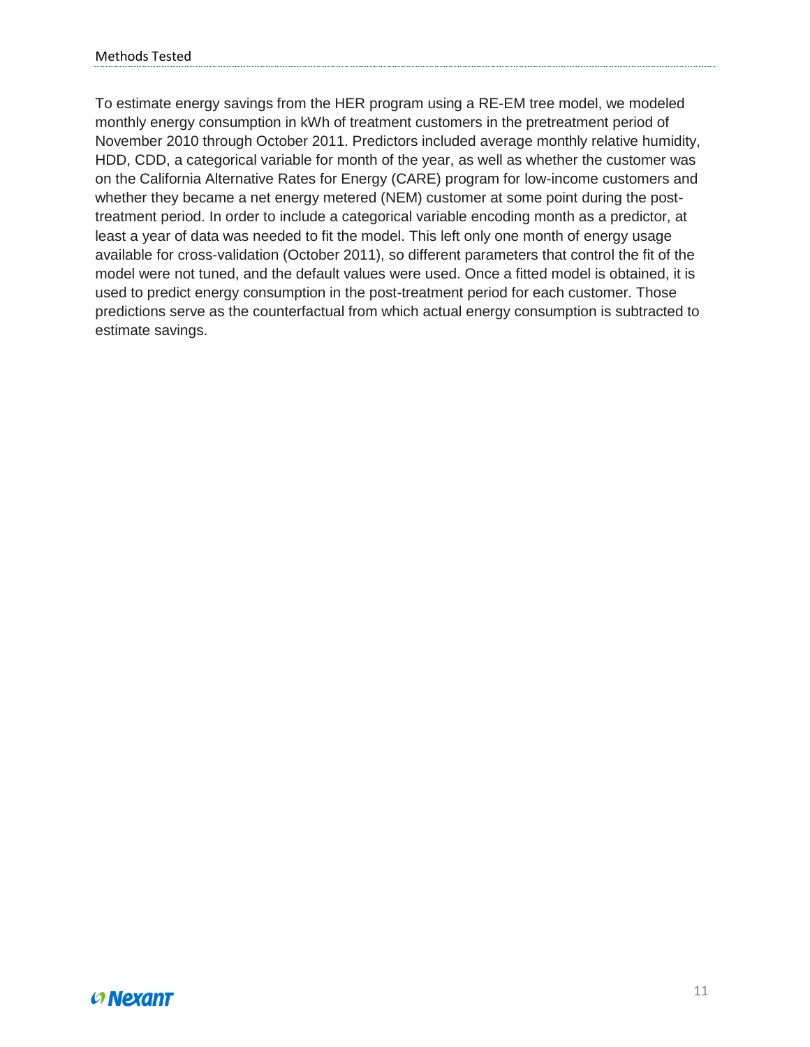To estimate energy savings from the HER program using a RE-EM tree model, we modeled monthly energy consumption in kWh of treatment customers in the pretreatment period of November 2010 through October 2011. Predictors included average monthly relative humidity, HDD, CDD, a categorical variable for month of the year, as well as whether the customer was on the California Alternative Rates for Energy (CARE) program for low-income customers and whether they became a net energy metered (NEM) customer at some point during the post-treatment period. In order to include a categorical variable encoding month as a predictor, at least a year of data was needed to fit the model. This left only one month of energy usage available for cross-validation (October 2011), so different parameters that control the fit of the model were not tuned, and the default values were used. Once a fitted model is obtained, it is used to predict energy consumption in the post-treatment period for each customer. Those predictions serve as the counterfactual from which actual energy consumption is subtracted to estimate savings.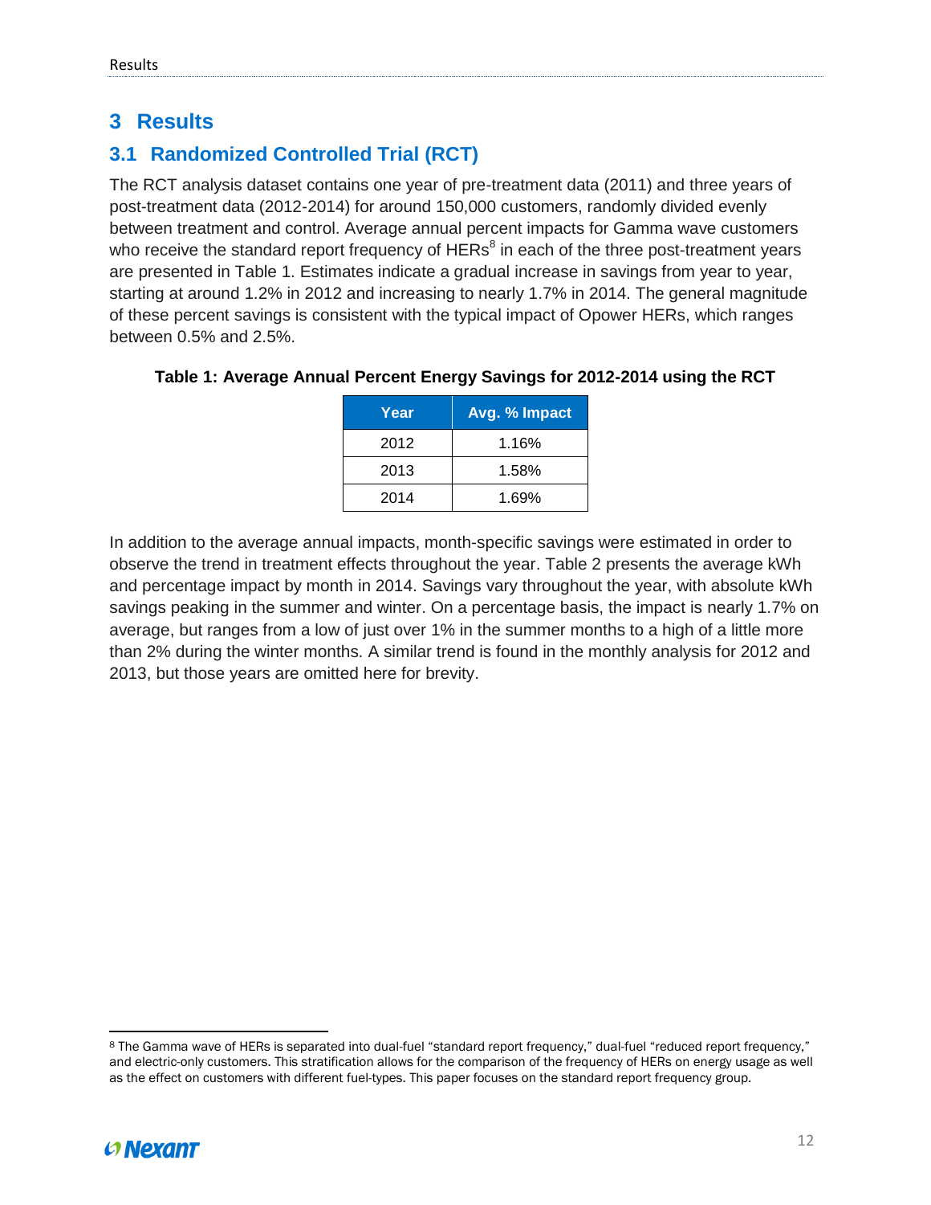# 3 Results

## 3.1 Randomized Controlled Trial (RCT)

The RCT analysis dataset contains one year of pre-treatment data (2011) and three years of post-treatment data (2012-2014) for around 150,000 customers, randomly divided evenly between treatment and control. Average annual percent impacts for Gamma wave customers who receive the standard report frequency of HERs[8] in each of the three post-treatment years are presented in Table 1. Estimates indicate a gradual increase in savings from year to year, starting at around 1.2% in 2012 and increasing to nearly 1.7% in 2014. The general magnitude of these percent savings is consistent with the typical impact of Opower HERs, which ranges between 0.5% and 2.5%.

**Table 1: Average Annual Percent Energy Savings for 2012-2014 using the RCT**

| Year | Avg. % Impact |
|---|---|
| 2012 | 1.16% |
| 2013 | 1.58% |
| 2014 | 1.69% |

In addition to the average annual impacts, month-specific savings were estimated in order to observe the trend in treatment effects throughout the year. Table 2 presents the average kWh and percentage impact by month in 2014. Savings vary throughout the year, with absolute kWh savings peaking in the summer and winter. On a percentage basis, the impact is nearly 1.7% on average, but ranges from a low of just over 1% in the summer months to a high of a little more than 2% during the winter months. A similar trend is found in the monthly analysis for 2012 and 2013, but those years are omitted here for brevity.

[8] The Gamma wave of HERs is separated into dual-fuel "standard report frequency," dual-fuel "reduced report frequency," and electric-only customers. This stratification allows for the comparison of the frequency of HERs on energy usage as well as the effect on customers with different fuel-types. This paper focuses on the standard report frequency group.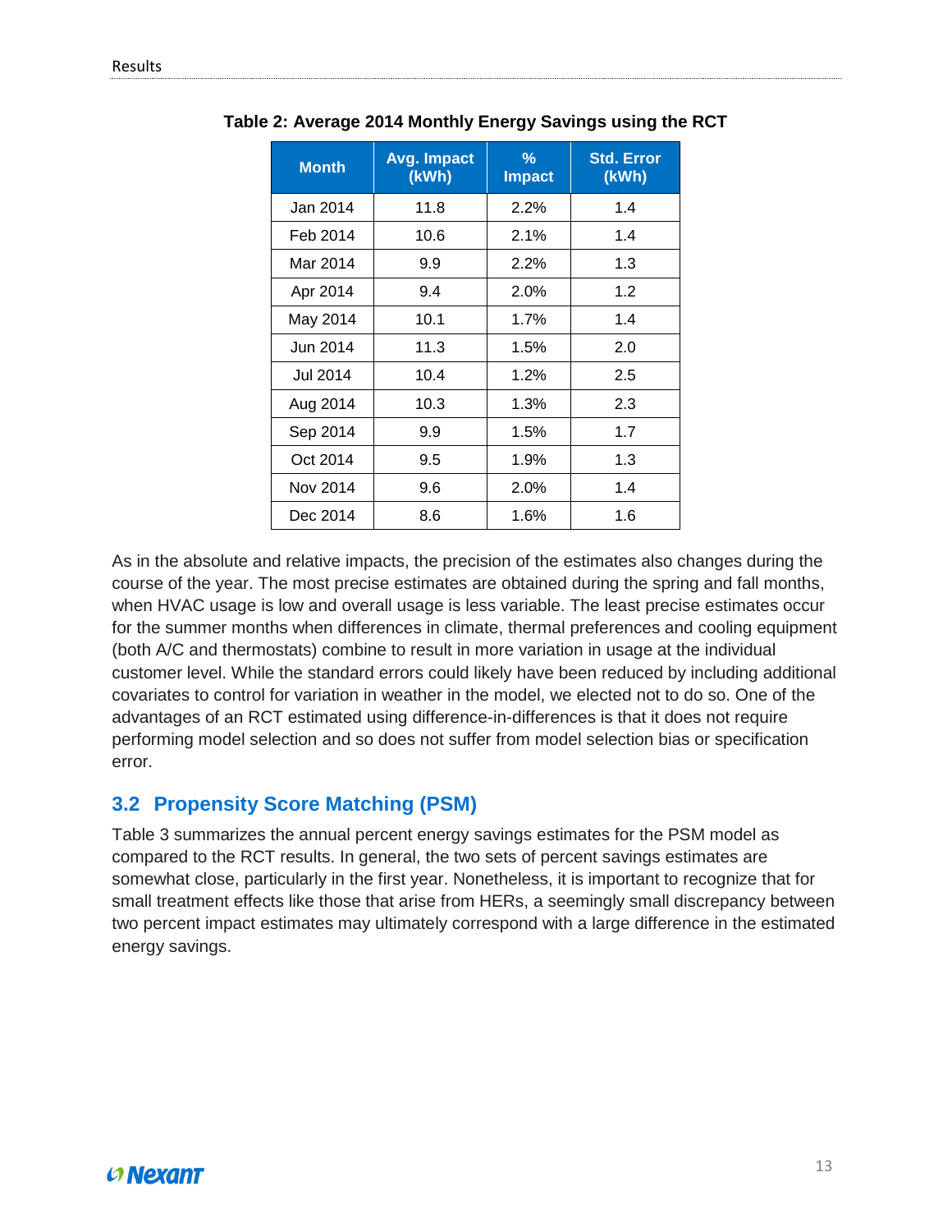**Table 2: Average 2014 Monthly Energy Savings using the RCT**

| Month | Avg. Impact (kWh) | % Impact | Std. Error (kWh) |
|---|---|---|---|
| Jan 2014 | 11.8 | 2.2% | 1.4 |
| Feb 2014 | 10.6 | 2.1% | 1.4 |
| Mar 2014 | 9.9 | 2.2% | 1.3 |
| Apr 2014 | 9.4 | 2.0% | 1.2 |
| May 2014 | 10.1 | 1.7% | 1.4 |
| Jun 2014 | 11.3 | 1.5% | 2.0 |
| Jul 2014 | 10.4 | 1.2% | 2.5 |
| Aug 2014 | 10.3 | 1.3% | 2.3 |
| Sep 2014 | 9.9 | 1.5% | 1.7 |
| Oct 2014 | 9.5 | 1.9% | 1.3 |
| Nov 2014 | 9.6 | 2.0% | 1.4 |
| Dec 2014 | 8.6 | 1.6% | 1.6 |

As in the absolute and relative impacts, the precision of the estimates also changes during the course of the year. The most precise estimates are obtained during the spring and fall months, when HVAC usage is low and overall usage is less variable. The least precise estimates occur for the summer months when differences in climate, thermal preferences and cooling equipment (both A/C and thermostats) combine to result in more variation in usage at the individual customer level. While the standard errors could likely have been reduced by including additional covariates to control for variation in weather in the model, we elected not to do so. One of the advantages of an RCT estimated using difference-in-differences is that it does not require performing model selection and so does not suffer from model selection bias or specification error.

## 3.2 Propensity Score Matching (PSM)

Table 3 summarizes the annual percent energy savings estimates for the PSM model as compared to the RCT results. In general, the two sets of percent savings estimates are somewhat close, particularly in the first year. Nonetheless, it is important to recognize that for small treatment effects like those that arise from HERs, a seemingly small discrepancy between two percent impact estimates may ultimately correspond with a large difference in the estimated energy savings.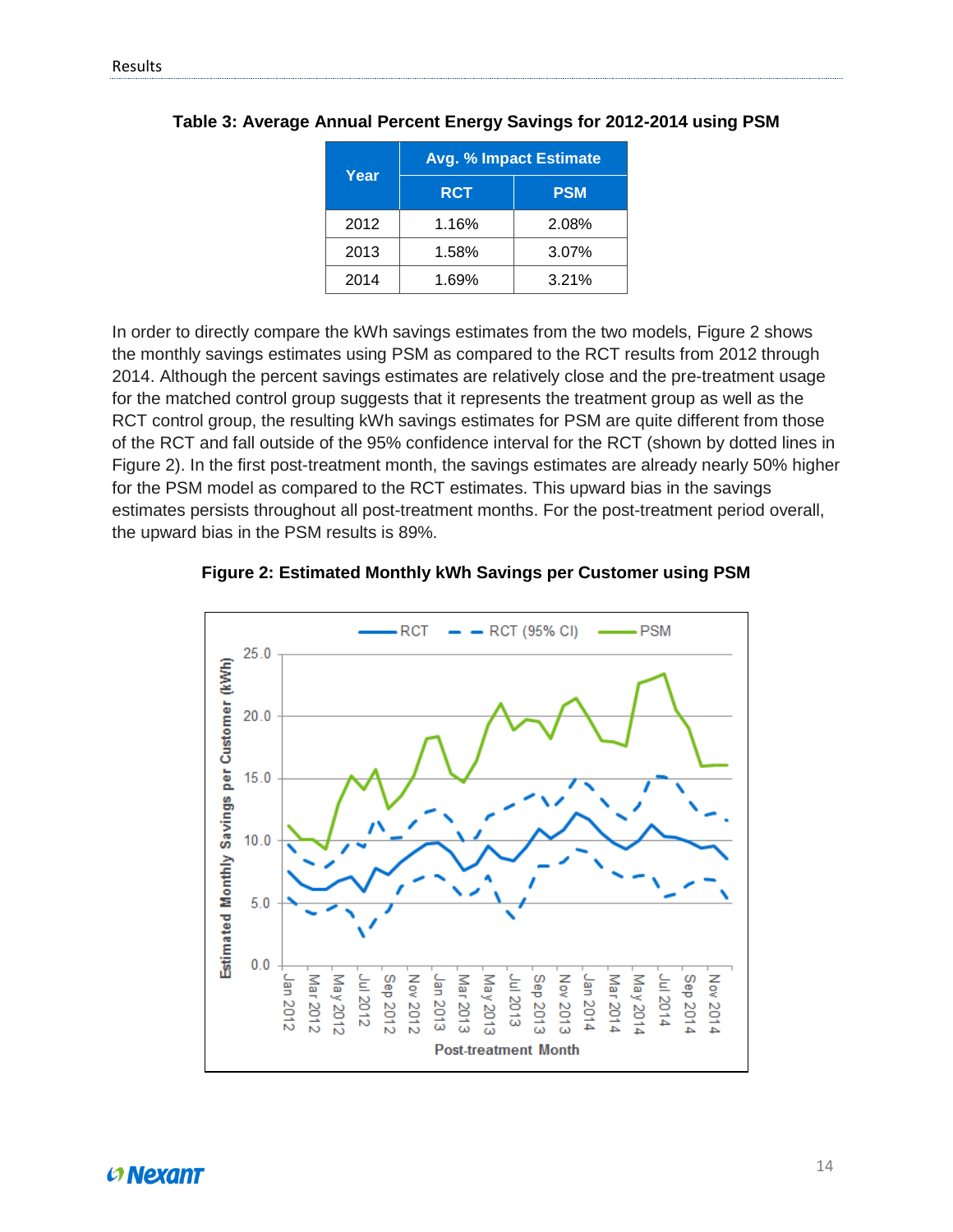**Table 3: Average Annual Percent Energy Savings for 2012-2014 using PSM**

| Year | Avg. % Impact Estimate | |
|---|---|---|
| | RCT | PSM |
| 2012 | 1.16% | 2.08% |
| 2013 | 1.58% | 3.07% |
| 2014 | 1.69% | 3.21% |

In order to directly compare the kWh savings estimates from the two models, Figure 2 shows the monthly savings estimates using PSM as compared to the RCT results from 2012 through 2014. Although the percent savings estimates are relatively close and the pre-treatment usage for the matched control group suggests that it represents the treatment group as well as the RCT control group, the resulting kWh savings estimates for PSM are quite different from those of the RCT and fall outside of the 95% confidence interval for the RCT (shown by dotted lines in Figure 2). In the first post-treatment month, the savings estimates are already nearly 50% higher for the PSM model as compared to the RCT estimates. This upward bias in the savings estimates persists throughout all post-treatment months. For the post-treatment period overall, the upward bias in the PSM results is 89%.

**Figure 2: Estimated Monthly kWh Savings per Customer using PSM**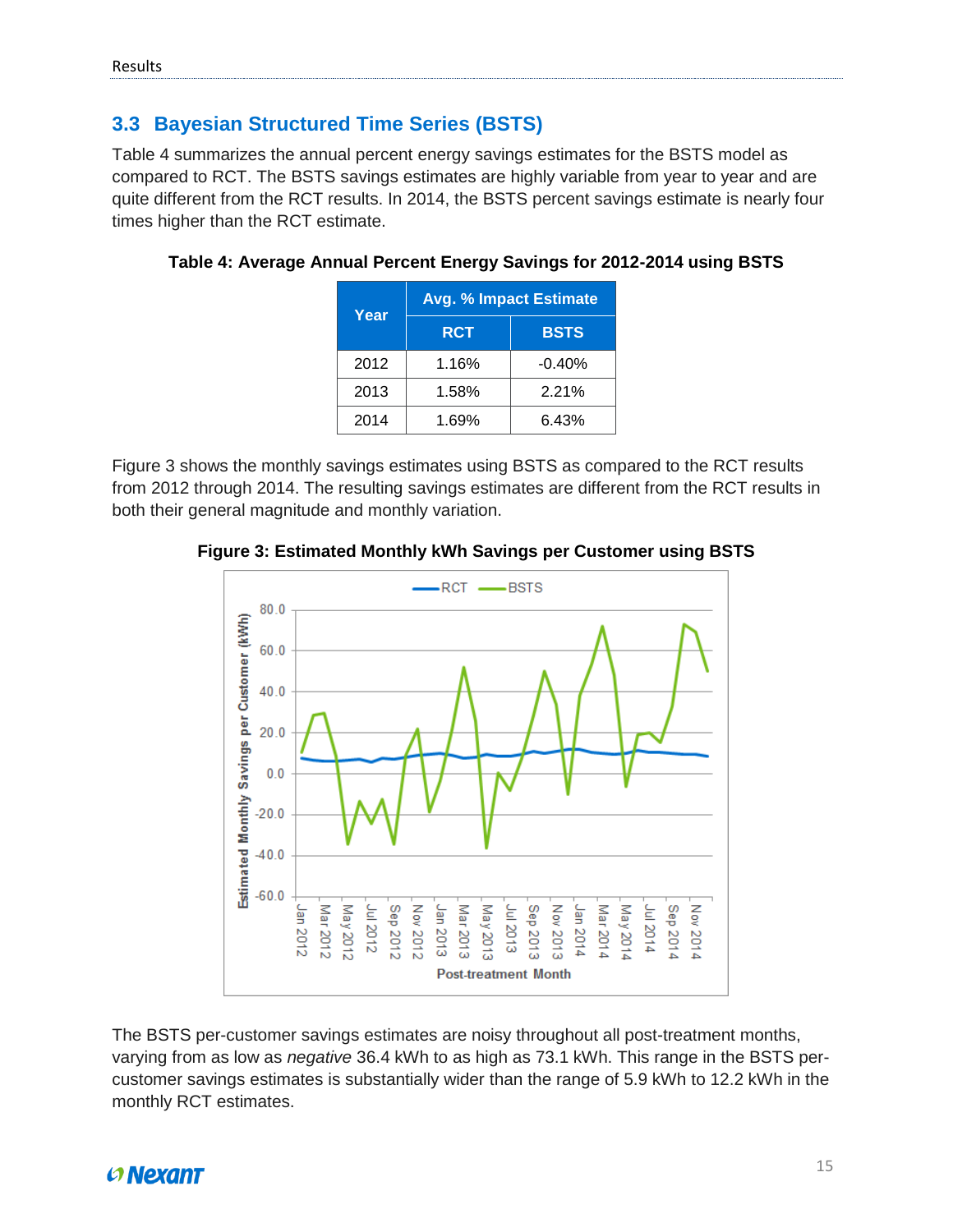## 3.3 Bayesian Structured Time Series (BSTS)

Table 4 summarizes the annual percent energy savings estimates for the BSTS model as compared to RCT. The BSTS savings estimates are highly variable from year to year and are quite different from the RCT results. In 2014, the BSTS percent savings estimate is nearly four times higher than the RCT estimate.

**Table 4: Average Annual Percent Energy Savings for 2012-2014 using BSTS**

| Year | Avg. % Impact Estimate | |
|---|---|---|
| | RCT | BSTS |
| 2012 | 1.16% | -0.40% |
| 2013 | 1.58% | 2.21% |
| 2014 | 1.69% | 6.43% |

Figure 3 shows the monthly savings estimates using BSTS as compared to the RCT results from 2012 through 2014. The resulting savings estimates are different from the RCT results in both their general magnitude and monthly variation.

**Figure 3: Estimated Monthly kWh Savings per Customer using BSTS**

The BSTS per-customer savings estimates are noisy throughout all post-treatment months, varying from as low as *negative* 36.4 kWh to as high as 73.1 kWh. This range in the BSTS per-customer savings estimates is substantially wider than the range of 5.9 kWh to 12.2 kWh in the monthly RCT estimates.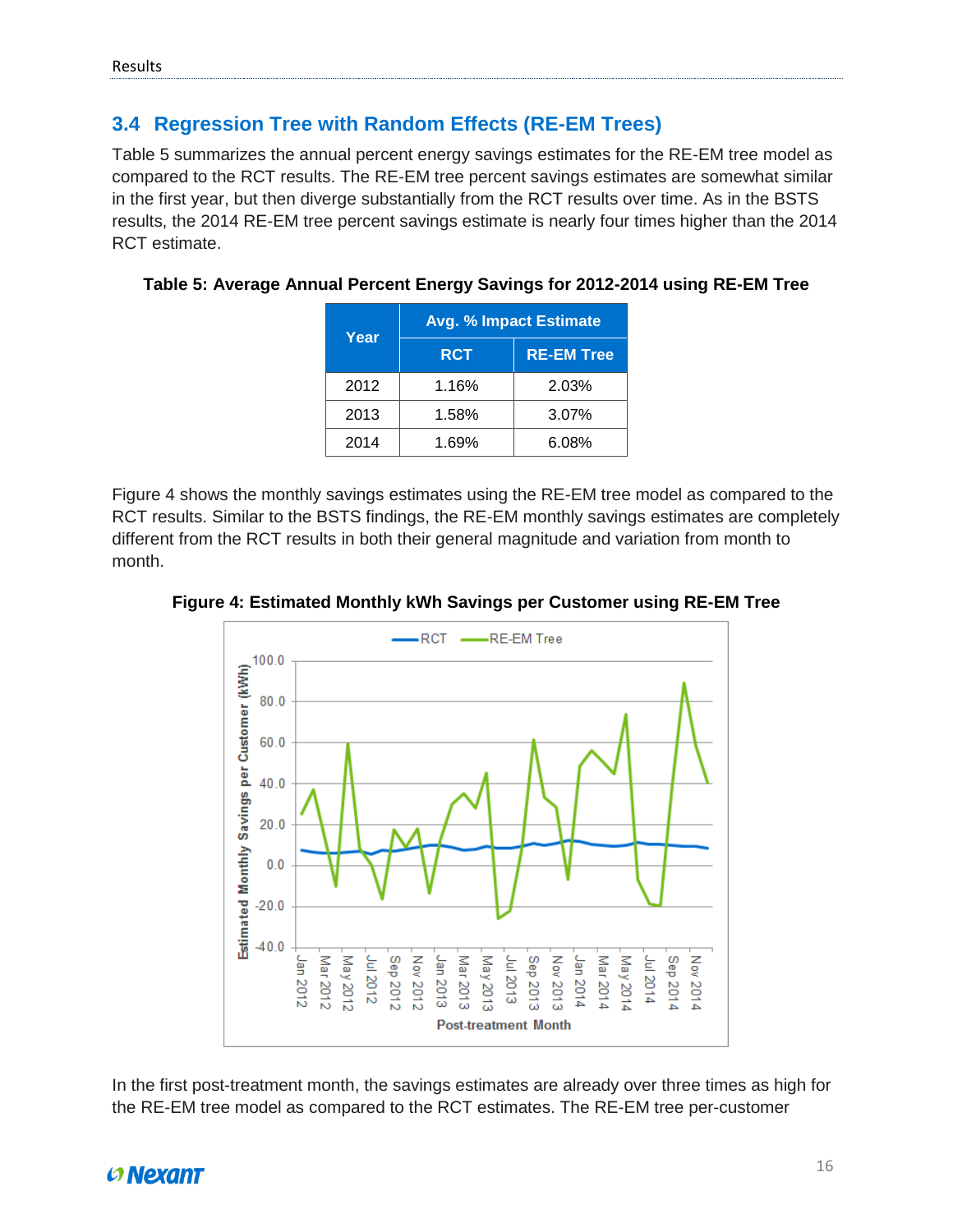## 3.4 Regression Tree with Random Effects (RE-EM Trees)

Table 5 summarizes the annual percent energy savings estimates for the RE-EM tree model as compared to the RCT results. The RE-EM tree percent savings estimates are somewhat similar in the first year, but then diverge substantially from the RCT results over time. As in the BSTS results, the 2014 RE-EM tree percent savings estimate is nearly four times higher than the 2014 RCT estimate.

**Table 5: Average Annual Percent Energy Savings for 2012-2014 using RE-EM Tree**

| Year | Avg. % Impact Estimate | |
|---|---|---|
| | RCT | RE-EM Tree |
| 2012 | 1.16% | 2.03% |
| 2013 | 1.58% | 3.07% |
| 2014 | 1.69% | 6.08% |

Figure 4 shows the monthly savings estimates using the RE-EM tree model as compared to the RCT results. Similar to the BSTS findings, the RE-EM monthly savings estimates are completely different from the RCT results in both their general magnitude and variation from month to month.

**Figure 4: Estimated Monthly kWh Savings per Customer using RE-EM Tree**

In the first post-treatment month, the savings estimates are already over three times as high for the RE-EM tree model as compared to the RCT estimates. The RE-EM tree per-customer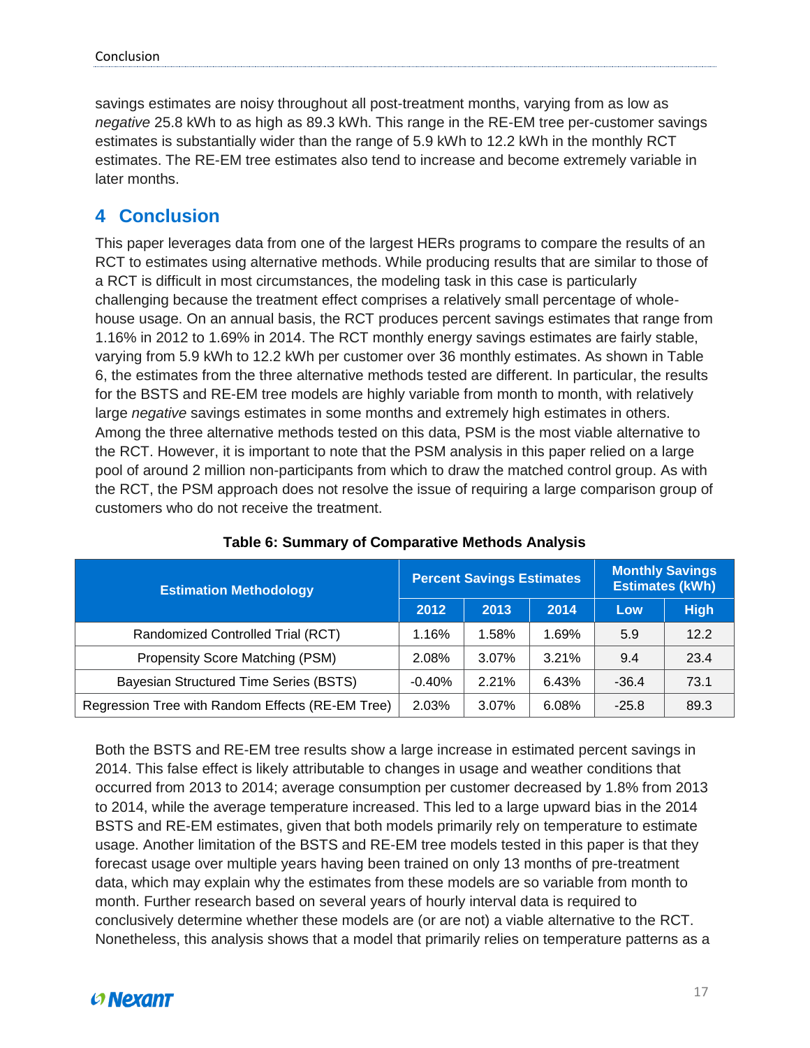savings estimates are noisy throughout all post-treatment months, varying from as low as *negative* 25.8 kWh to as high as 89.3 kWh. This range in the RE-EM tree per-customer savings estimates is substantially wider than the range of 5.9 kWh to 12.2 kWh in the monthly RCT estimates. The RE-EM tree estimates also tend to increase and become extremely variable in later months.

# 4 Conclusion

This paper leverages data from one of the largest HERs programs to compare the results of an RCT to estimates using alternative methods. While producing results that are similar to those of a RCT is difficult in most circumstances, the modeling task in this case is particularly challenging because the treatment effect comprises a relatively small percentage of whole-house usage. On an annual basis, the RCT produces percent savings estimates that range from 1.16% in 2012 to 1.69% in 2014. The RCT monthly energy savings estimates are fairly stable, varying from 5.9 kWh to 12.2 kWh per customer over 36 monthly estimates. As shown in Table 6, the estimates from the three alternative methods tested are different. In particular, the results for the BSTS and RE-EM tree models are highly variable from month to month, with relatively large *negative* savings estimates in some months and extremely high estimates in others. Among the three alternative methods tested on this data, PSM is the most viable alternative to the RCT. However, it is important to note that the PSM analysis in this paper relied on a large pool of around 2 million non-participants from which to draw the matched control group. As with the RCT, the PSM approach does not resolve the issue of requiring a large comparison group of customers who do not receive the treatment.

**Table 6: Summary of Comparative Methods Analysis**

| Estimation Methodology | Percent Savings Estimates | | | Monthly Savings Estimates (kWh) | |
|---|---|---|---|---|---|
| | 2012 | 2013 | 2014 | Low | High |
| Randomized Controlled Trial (RCT) | 1.16% | 1.58% | 1.69% | 5.9 | 12.2 |
| Propensity Score Matching (PSM) | 2.08% | 3.07% | 3.21% | 9.4 | 23.4 |
| Bayesian Structured Time Series (BSTS) | -0.40% | 2.21% | 6.43% | -36.4 | 73.1 |
| Regression Tree with Random Effects (RE-EM Tree) | 2.03% | 3.07% | 6.08% | -25.8 | 89.3 |

Both the BSTS and RE-EM tree results show a large increase in estimated percent savings in 2014. This false effect is likely attributable to changes in usage and weather conditions that occurred from 2013 to 2014; average consumption per customer decreased by 1.8% from 2013 to 2014, while the average temperature increased. This led to a large upward bias in the 2014 BSTS and RE-EM estimates, given that both models primarily rely on temperature to estimate usage. Another limitation of the BSTS and RE-EM tree models tested in this paper is that they forecast usage over multiple years having been trained on only 13 months of pre-treatment data, which may explain why the estimates from these models are so variable from month to month. Further research based on several years of hourly interval data is required to conclusively determine whether these models are (or are not) a viable alternative to the RCT. Nonetheless, this analysis shows that a model that primarily relies on temperature patterns as a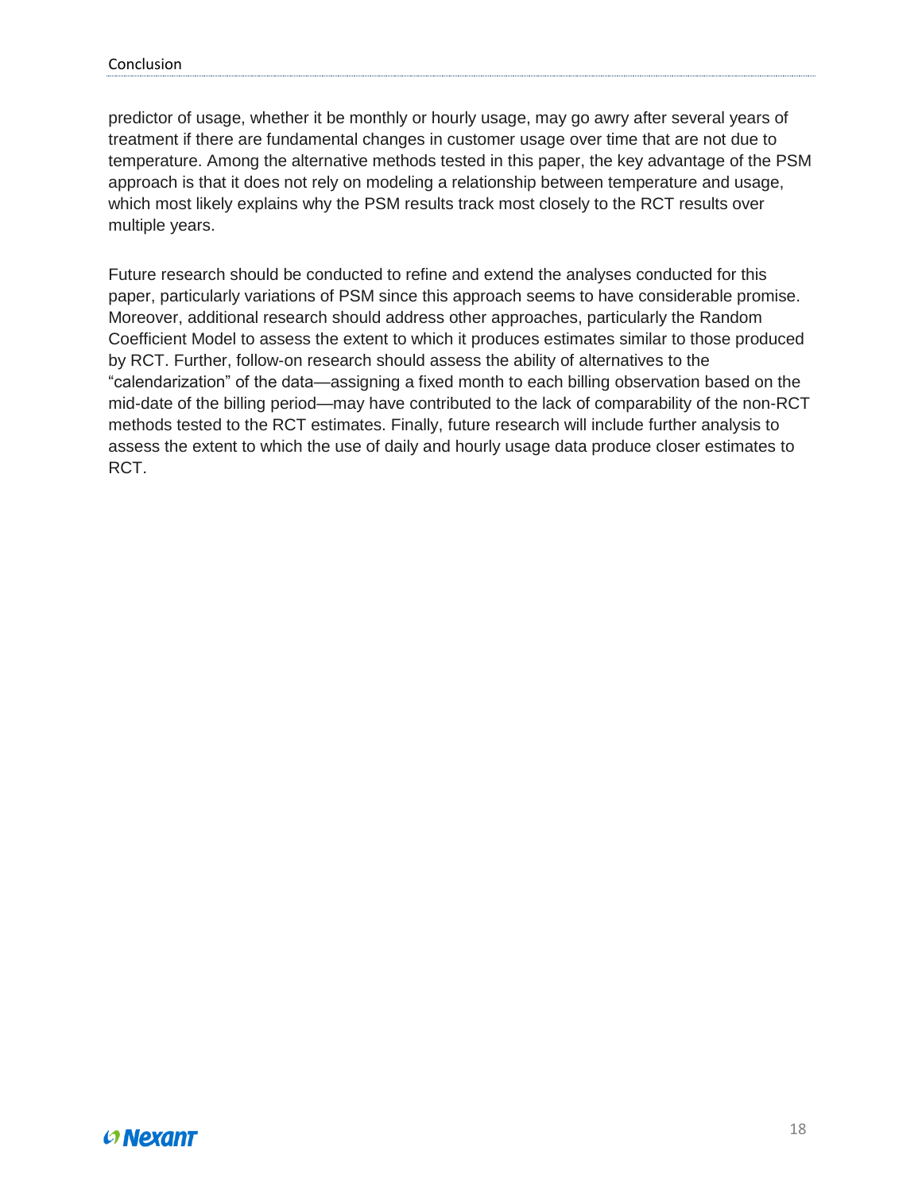predictor of usage, whether it be monthly or hourly usage, may go awry after several years of treatment if there are fundamental changes in customer usage over time that are not due to temperature. Among the alternative methods tested in this paper, the key advantage of the PSM approach is that it does not rely on modeling a relationship between temperature and usage, which most likely explains why the PSM results track most closely to the RCT results over multiple years.

Future research should be conducted to refine and extend the analyses conducted for this paper, particularly variations of PSM since this approach seems to have considerable promise. Moreover, additional research should address other approaches, particularly the Random Coefficient Model to assess the extent to which it produces estimates similar to those produced by RCT. Further, follow-on research should assess the ability of alternatives to the "calendarization" of the data—assigning a fixed month to each billing observation based on the mid-date of the billing period—may have contributed to the lack of comparability of the non-RCT methods tested to the RCT estimates. Finally, future research will include further analysis to assess the extent to which the use of daily and hourly usage data produce closer estimates to RCT.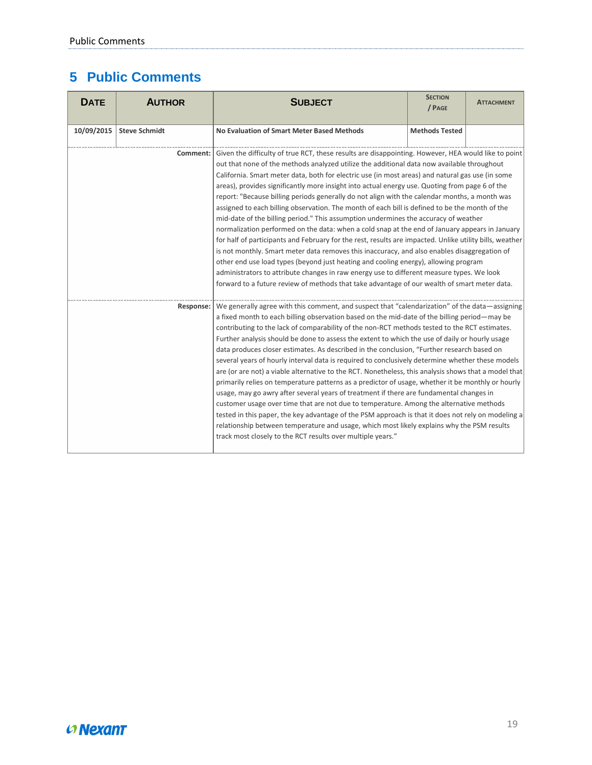## 5 Public Comments

| Date | Author | Subject | Section / Page | Attachment |
|---|---|---|---|---|
| 10/09/2015 | Steve Schmidt | No Evaluation of Smart Meter Based Methods | Methods Tested | |
| | **Comment:** | Given the difficulty of true RCT, these results are disappointing. However, HEA would like to point out that none of the methods analyzed utilize the additional data now available throughout California. Smart meter data, both for electric use (in most areas) and natural gas use (in some areas), provides significantly more insight into actual energy use. Quoting from page 6 of the report: "Because billing periods generally do not align with the calendar months, a month was assigned to each billing observation. The month of each bill is defined to be the month of the mid-date of the billing period." This assumption undermines the accuracy of weather normalization performed on the data: when a cold snap at the end of January appears in January for half of participants and February for the rest, results are impacted. Unlike utility bills, weather is not monthly. Smart meter data removes this inaccuracy, and also enables disaggregation of other end use load types (beyond just heating and cooling energy), allowing program administrators to attribute changes in raw energy use to different measure types. We look forward to a future review of methods that take advantage of our wealth of smart meter data. | | |
| | **Response:** | We generally agree with this comment, and suspect that "calendarization" of the data—assigning a fixed month to each billing observation based on the mid-date of the billing period—may be contributing to the lack of comparability of the non-RCT methods tested to the RCT estimates. Further analysis should be done to assess the extent to which the use of daily or hourly usage data produces closer estimates. As described in the conclusion, "Further research based on several years of hourly interval data is required to conclusively determine whether these models are (or are not) a viable alternative to the RCT. Nonetheless, this analysis shows that a model that primarily relies on temperature patterns as a predictor of usage, whether it be monthly or hourly usage, may go awry after several years of treatment if there are fundamental changes in customer usage over time that are not due to temperature. Among the alternative methods tested in this paper, the key advantage of the PSM approach is that it does not rely on modeling a relationship between temperature and usage, which most likely explains why the PSM results track most closely to the RCT results over multiple years." | | |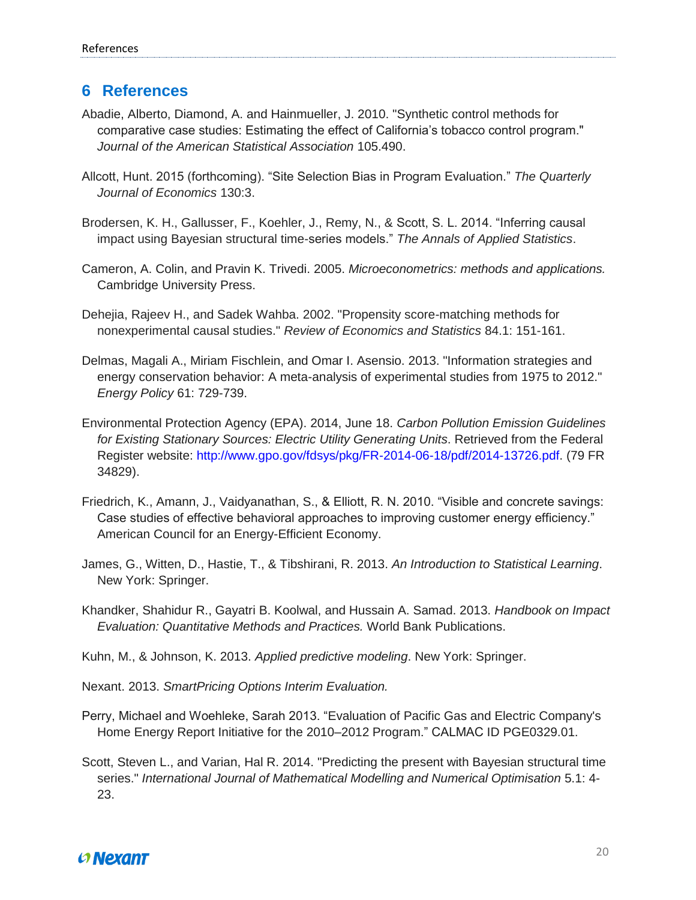# 6 References

Abadie, Alberto, Diamond, A. and Hainmueller, J. 2010. "Synthetic control methods for comparative case studies: Estimating the effect of California's tobacco control program." *Journal of the American Statistical Association* 105.490.

Allcott, Hunt. 2015 (forthcoming). "Site Selection Bias in Program Evaluation." *The Quarterly Journal of Economics* 130:3.

Brodersen, K. H., Gallusser, F., Koehler, J., Remy, N., & Scott, S. L. 2014. "Inferring causal impact using Bayesian structural time-series models." *The Annals of Applied Statistics*.

Cameron, A. Colin, and Pravin K. Trivedi. 2005. *Microeconometrics: methods and applications.* Cambridge University Press.

Dehejia, Rajeev H., and Sadek Wahba. 2002. "Propensity score-matching methods for nonexperimental causal studies." *Review of Economics and Statistics* 84.1: 151-161.

Delmas, Magali A., Miriam Fischlein, and Omar I. Asensio. 2013. "Information strategies and energy conservation behavior: A meta-analysis of experimental studies from 1975 to 2012." *Energy Policy* 61: 729-739.

Environmental Protection Agency (EPA). 2014, June 18. *Carbon Pollution Emission Guidelines for Existing Stationary Sources: Electric Utility Generating Units*. Retrieved from the Federal Register website: http://www.gpo.gov/fdsys/pkg/FR-2014-06-18/pdf/2014-13726.pdf. (79 FR 34829).

Friedrich, K., Amann, J., Vaidyanathan, S., & Elliott, R. N. 2010. "Visible and concrete savings: Case studies of effective behavioral approaches to improving customer energy efficiency." American Council for an Energy-Efficient Economy.

James, G., Witten, D., Hastie, T., & Tibshirani, R. 2013. *An Introduction to Statistical Learning*. New York: Springer.

Khandker, Shahidur R., Gayatri B. Koolwal, and Hussain A. Samad. 2013. *Handbook on Impact Evaluation: Quantitative Methods and Practices.* World Bank Publications.

Kuhn, M., & Johnson, K. 2013. *Applied predictive modeling*. New York: Springer.

Nexant. 2013. *SmartPricing Options Interim Evaluation.*

Perry, Michael and Woehleke, Sarah 2013. "Evaluation of Pacific Gas and Electric Company's Home Energy Report Initiative for the 2010–2012 Program." CALMAC ID PGE0329.01.

Scott, Steven L., and Varian, Hal R. 2014. "Predicting the present with Bayesian structural time series." *International Journal of Mathematical Modelling and Numerical Optimisation* 5.1: 4-23.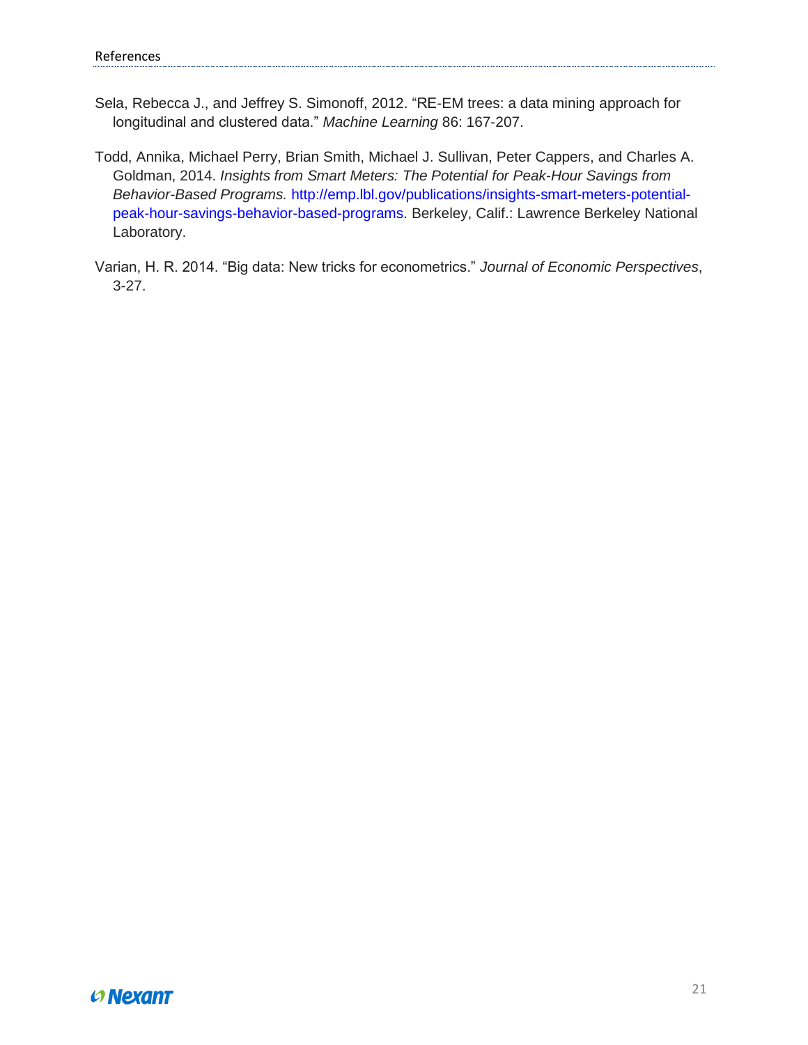Sela, Rebecca J., and Jeffrey S. Simonoff, 2012. "RE-EM trees: a data mining approach for longitudinal and clustered data." *Machine Learning* 86: 167-207.

Todd, Annika, Michael Perry, Brian Smith, Michael J. Sullivan, Peter Cappers, and Charles A. Goldman, 2014. *Insights from Smart Meters: The Potential for Peak-Hour Savings from Behavior-Based Programs.* http://emp.lbl.gov/publications/insights-smart-meters-potential-peak-hour-savings-behavior-based-programs. Berkeley, Calif.: Lawrence Berkeley National Laboratory.

Varian, H. R. 2014. "Big data: New tricks for econometrics." *Journal of Economic Perspectives*, 3-27.